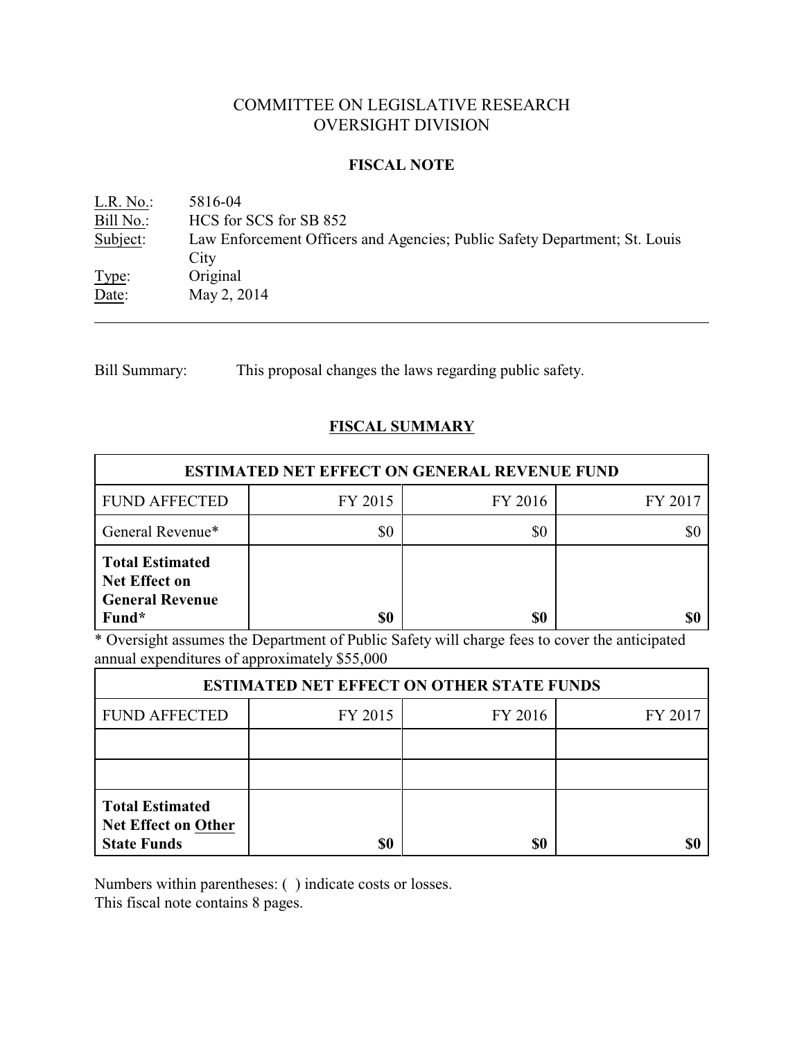# COMMITTEE ON LEGISLATIVE RESEARCH
# OVERSIGHT DIVISION

## FISCAL NOTE

L.R. No.: 5816-04
Bill No.: HCS for SCS for SB 852
Subject: Law Enforcement Officers and Agencies; Public Safety Department; St. Louis City
Type: Original
Date: May 2, 2014

---

Bill Summary: This proposal changes the laws regarding public safety.

## FISCAL SUMMARY

| ESTIMATED NET EFFECT ON GENERAL REVENUE FUND | | | |
|---|---|---|---|
| FUND AFFECTED | FY 2015 | FY 2016 | FY 2017 |
| General Revenue* | $0 | $0 | $0 |
| **Total Estimated Net Effect on General Revenue Fund*** | **$0** | **$0** | **$0** |

\* Oversight assumes the Department of Public Safety will charge fees to cover the anticipated annual expenditures of approximately $55,000

| ESTIMATED NET EFFECT ON OTHER STATE FUNDS | | | |
|---|---|---|---|
| FUND AFFECTED | FY 2015 | FY 2016 | FY 2017 |
| | | | |
| | | | |
| **Total Estimated Net Effect on Other State Funds** | **$0** | **$0** | **$0** |

Numbers within parentheses: ( ) indicate costs or losses.
This fiscal note contains 8 pages.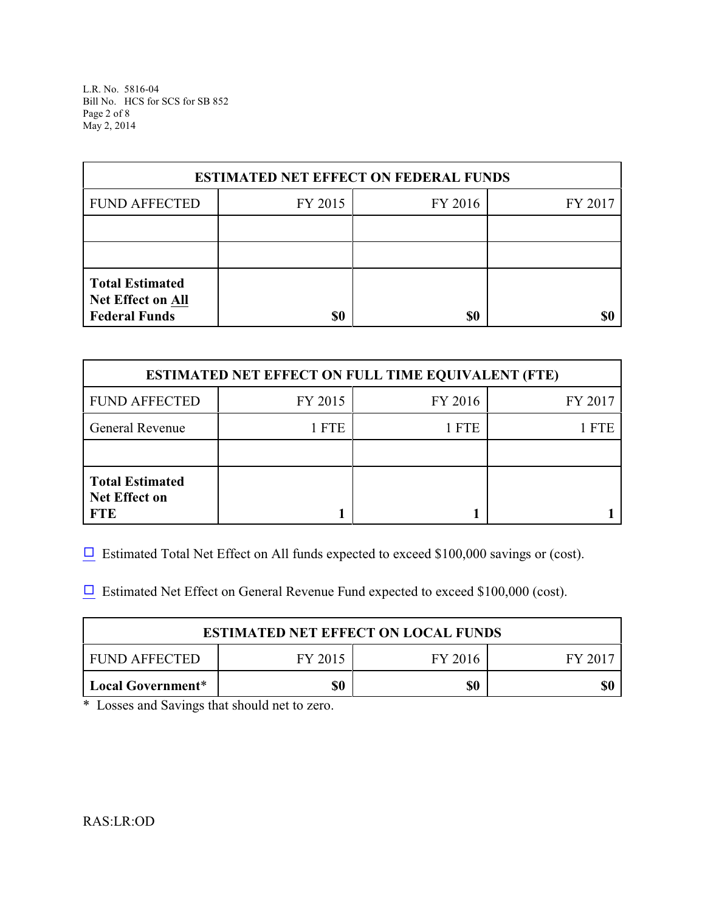| ESTIMATED NET EFFECT ON FEDERAL FUNDS | | | |
|---|---|---|---|
| FUND AFFECTED | FY 2015 | FY 2016 | FY 2017 |
| | | | |
| | | | |
| **Total Estimated Net Effect on All Federal Funds** | **$0** | **$0** | **$0** |

| ESTIMATED NET EFFECT ON FULL TIME EQUIVALENT (FTE) | | | |
|---|---|---|---|
| FUND AFFECTED | FY 2015 | FY 2016 | FY 2017 |
| General Revenue | 1 FTE | 1 FTE | 1 FTE |
| | | | |
| **Total Estimated Net Effect on FTE** | **1** | **1** | **1** |

☐ Estimated Total Net Effect on All funds expected to exceed $100,000 savings or (cost).

☐ Estimated Net Effect on General Revenue Fund expected to exceed $100,000 (cost).

| ESTIMATED NET EFFECT ON LOCAL FUNDS | | | |
|---|---|---|---|
| FUND AFFECTED | FY 2015 | FY 2016 | FY 2017 |
| **Local Government*** | **$0** | **$0** | **$0** |

* Losses and Savings that should net to zero.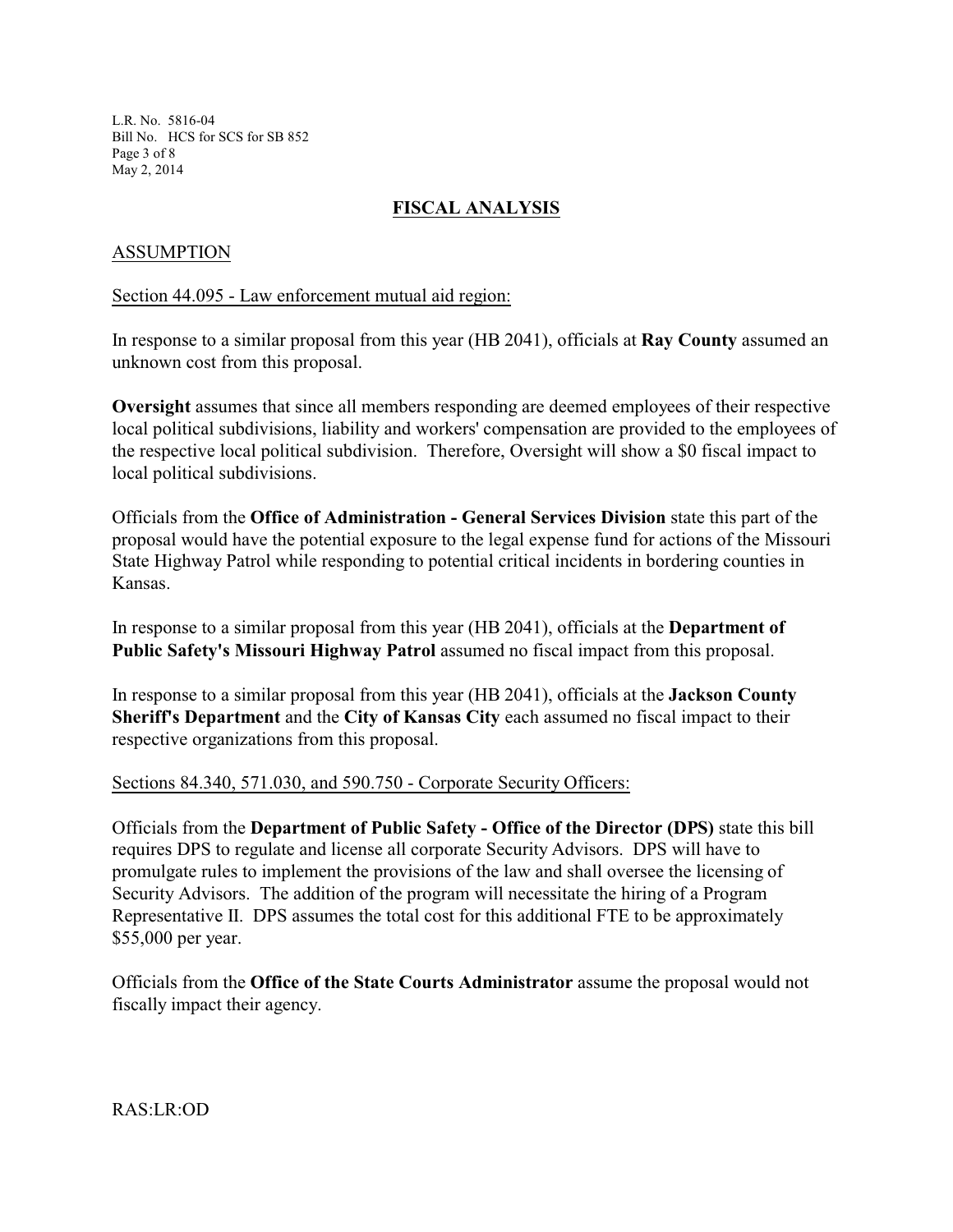## FISCAL ANALYSIS

### ASSUMPTION

Section 44.095 - Law enforcement mutual aid region:

In response to a similar proposal from this year (HB 2041), officials at **Ray County** assumed an unknown cost from this proposal.

**Oversight** assumes that since all members responding are deemed employees of their respective local political subdivisions, liability and workers' compensation are provided to the employees of the respective local political subdivision. Therefore, Oversight will show a $0 fiscal impact to local political subdivisions.

Officials from the **Office of Administration - General Services Division** state this part of the proposal would have the potential exposure to the legal expense fund for actions of the Missouri State Highway Patrol while responding to potential critical incidents in bordering counties in Kansas.

In response to a similar proposal from this year (HB 2041), officials at the **Department of Public Safety's Missouri Highway Patrol** assumed no fiscal impact from this proposal.

In response to a similar proposal from this year (HB 2041), officials at the **Jackson County Sheriff's Department** and the **City of Kansas City** each assumed no fiscal impact to their respective organizations from this proposal.

Sections 84.340, 571.030, and 590.750 - Corporate Security Officers:

Officials from the **Department of Public Safety - Office of the Director (DPS)** state this bill requires DPS to regulate and license all corporate Security Advisors. DPS will have to promulgate rules to implement the provisions of the law and shall oversee the licensing of Security Advisors. The addition of the program will necessitate the hiring of a Program Representative II. DPS assumes the total cost for this additional FTE to be approximately $55,000 per year.

Officials from the **Office of the State Courts Administrator** assume the proposal would not fiscally impact their agency.

RAS:LR:OD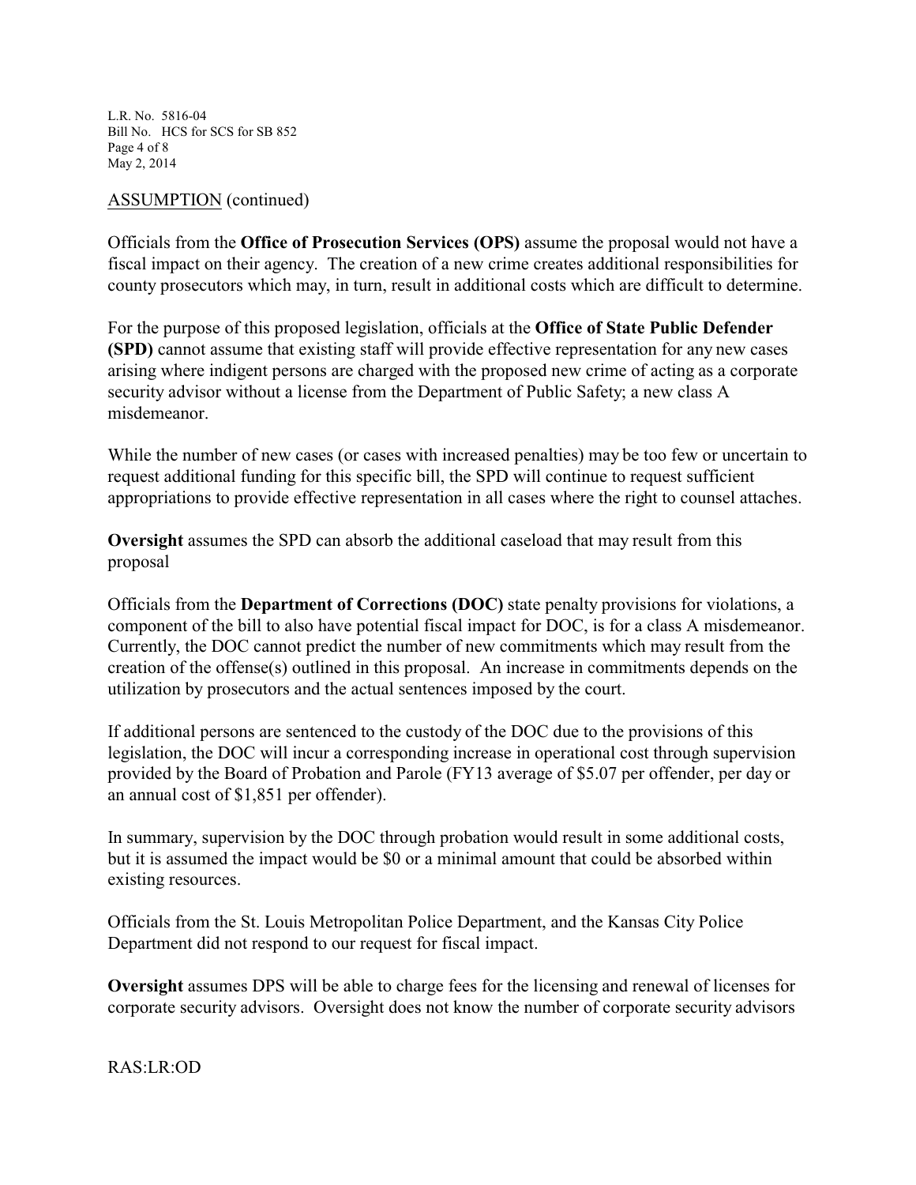ASSUMPTION (continued)

Officials from the **Office of Prosecution Services (OPS)** assume the proposal would not have a fiscal impact on their agency. The creation of a new crime creates additional responsibilities for county prosecutors which may, in turn, result in additional costs which are difficult to determine.

For the purpose of this proposed legislation, officials at the **Office of State Public Defender (SPD)** cannot assume that existing staff will provide effective representation for any new cases arising where indigent persons are charged with the proposed new crime of acting as a corporate security advisor without a license from the Department of Public Safety; a new class A misdemeanor.

While the number of new cases (or cases with increased penalties) may be too few or uncertain to request additional funding for this specific bill, the SPD will continue to request sufficient appropriations to provide effective representation in all cases where the right to counsel attaches.

**Oversight** assumes the SPD can absorb the additional caseload that may result from this proposal

Officials from the **Department of Corrections (DOC)** state penalty provisions for violations, a component of the bill to also have potential fiscal impact for DOC, is for a class A misdemeanor. Currently, the DOC cannot predict the number of new commitments which may result from the creation of the offense(s) outlined in this proposal. An increase in commitments depends on the utilization by prosecutors and the actual sentences imposed by the court.

If additional persons are sentenced to the custody of the DOC due to the provisions of this legislation, the DOC will incur a corresponding increase in operational cost through supervision provided by the Board of Probation and Parole (FY13 average of $5.07 per offender, per day or an annual cost of $1,851 per offender).

In summary, supervision by the DOC through probation would result in some additional costs, but it is assumed the impact would be $0 or a minimal amount that could be absorbed within existing resources.

Officials from the St. Louis Metropolitan Police Department, and the Kansas City Police Department did not respond to our request for fiscal impact.

**Oversight** assumes DPS will be able to charge fees for the licensing and renewal of licenses for corporate security advisors. Oversight does not know the number of corporate security advisors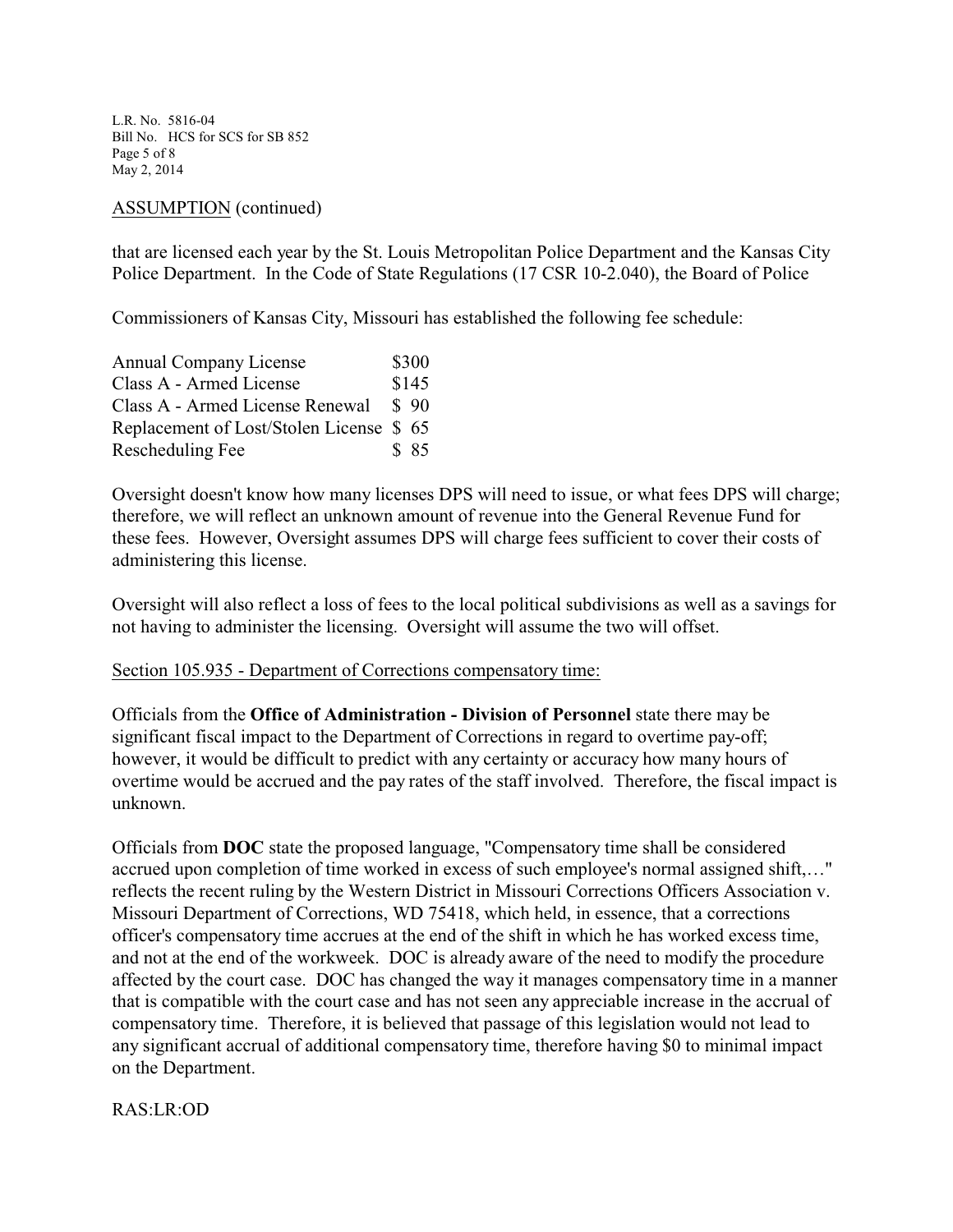ASSUMPTION (continued)

that are licensed each year by the St. Louis Metropolitan Police Department and the Kansas City Police Department. In the Code of State Regulations (17 CSR 10-2.040), the Board of Police

Commissioners of Kansas City, Missouri has established the following fee schedule:

| | |
|---|---|
| Annual Company License | $300 |
| Class A - Armed License | $145 |
| Class A - Armed License Renewal | $ 90 |
| Replacement of Lost/Stolen License | $ 65 |
| Rescheduling Fee | $ 85 |

Oversight doesn't know how many licenses DPS will need to issue, or what fees DPS will charge; therefore, we will reflect an unknown amount of revenue into the General Revenue Fund for these fees. However, Oversight assumes DPS will charge fees sufficient to cover their costs of administering this license.

Oversight will also reflect a loss of fees to the local political subdivisions as well as a savings for not having to administer the licensing. Oversight will assume the two will offset.

Section 105.935 - Department of Corrections compensatory time:

Officials from the **Office of Administration - Division of Personnel** state there may be significant fiscal impact to the Department of Corrections in regard to overtime pay-off; however, it would be difficult to predict with any certainty or accuracy how many hours of overtime would be accrued and the pay rates of the staff involved. Therefore, the fiscal impact is unknown.

Officials from **DOC** state the proposed language, "Compensatory time shall be considered accrued upon completion of time worked in excess of such employee's normal assigned shift,…" reflects the recent ruling by the Western District in Missouri Corrections Officers Association v. Missouri Department of Corrections, WD 75418, which held, in essence, that a corrections officer's compensatory time accrues at the end of the shift in which he has worked excess time, and not at the end of the workweek. DOC is already aware of the need to modify the procedure affected by the court case. DOC has changed the way it manages compensatory time in a manner that is compatible with the court case and has not seen any appreciable increase in the accrual of compensatory time. Therefore, it is believed that passage of this legislation would not lead to any significant accrual of additional compensatory time, therefore having $0 to minimal impact on the Department.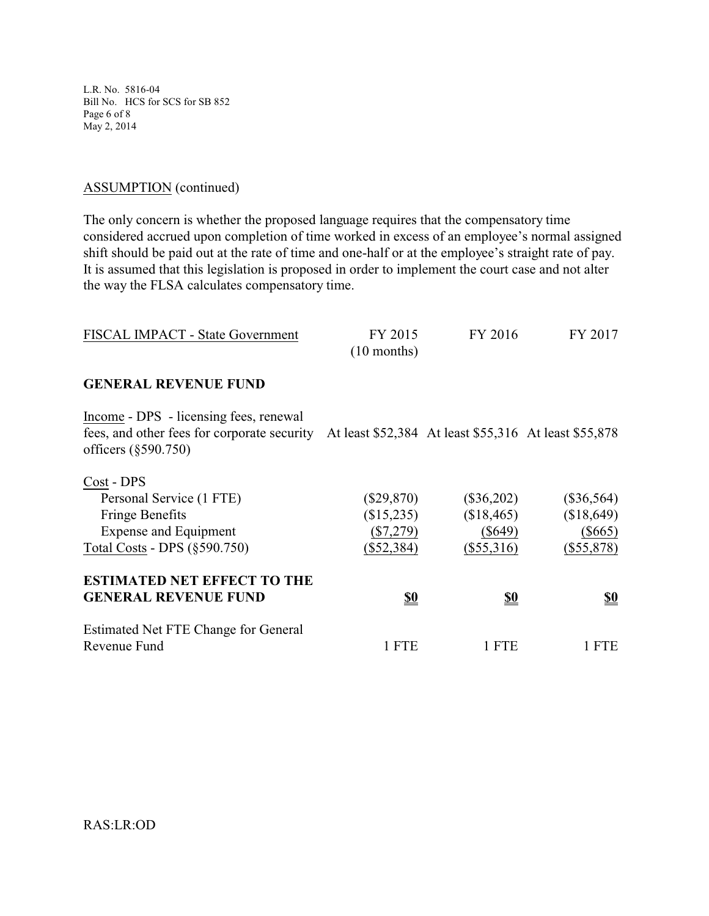ASSUMPTION (continued)

The only concern is whether the proposed language requires that the compensatory time considered accrued upon completion of time worked in excess of an employee's normal assigned shift should be paid out at the rate of time and one-half or at the employee's straight rate of pay. It is assumed that this legislation is proposed in order to implement the court case and not alter the way the FLSA calculates compensatory time.

| FISCAL IMPACT - State Government | FY 2015 (10 months) | FY 2016 | FY 2017 |
|---|---|---|---|
| **GENERAL REVENUE FUND** | | | |
| Income - DPS - licensing fees, renewal fees, and other fees for corporate security officers (§590.750) | At least $52,384 | At least $55,316 | At least $55,878 |
| Cost - DPS | | | |
| Personal Service (1 FTE) | ($29,870) | ($36,202) | ($36,564) |
| Fringe Benefits | ($15,235) | ($18,465) | ($18,649) |
| Expense and Equipment | ($7,279) | ($649) | ($665) |
| Total Costs - DPS (§590.750) | ($52,384) | ($55,316) | ($55,878) |
| **ESTIMATED NET EFFECT TO THE GENERAL REVENUE FUND** | **$0** | **$0** | **$0** |
| Estimated Net FTE Change for General Revenue Fund | 1 FTE | 1 FTE | 1 FTE |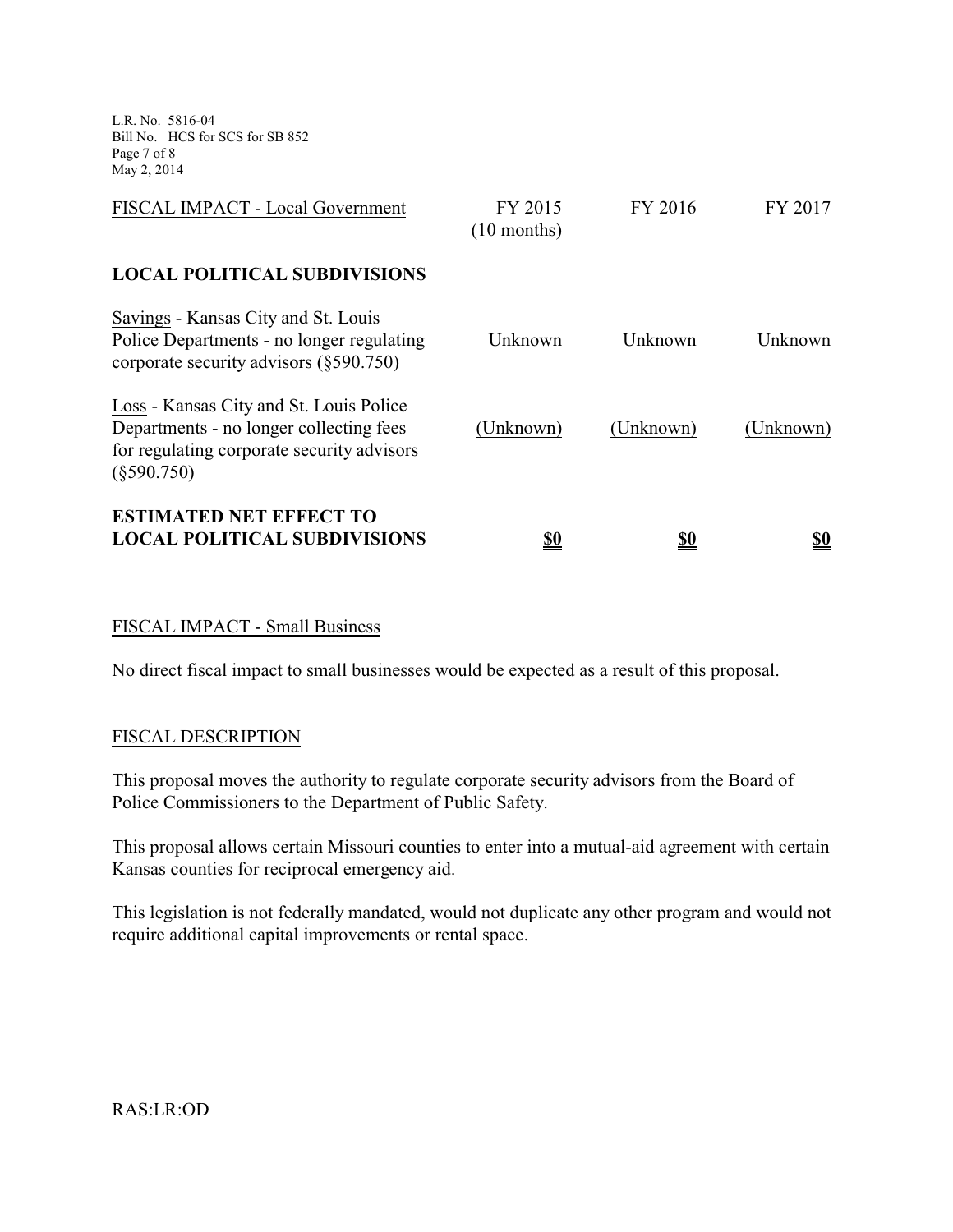| FISCAL IMPACT - Local Government | FY 2015 (10 months) | FY 2016 | FY 2017 |
|---|---|---|---|
| **LOCAL POLITICAL SUBDIVISIONS** | | | |
| Savings - Kansas City and St. Louis Police Departments - no longer regulating corporate security advisors (§590.750) | Unknown | Unknown | Unknown |
| Loss - Kansas City and St. Louis Police Departments - no longer collecting fees for regulating corporate security advisors (§590.750) | (Unknown) | (Unknown) | (Unknown) |
| **ESTIMATED NET EFFECT TO LOCAL POLITICAL SUBDIVISIONS** | **$0** | **$0** | **$0** |

FISCAL IMPACT - Small Business

No direct fiscal impact to small businesses would be expected as a result of this proposal.

FISCAL DESCRIPTION

This proposal moves the authority to regulate corporate security advisors from the Board of Police Commissioners to the Department of Public Safety.

This proposal allows certain Missouri counties to enter into a mutual-aid agreement with certain Kansas counties for reciprocal emergency aid.

This legislation is not federally mandated, would not duplicate any other program and would not require additional capital improvements or rental space.

RAS:LR:OD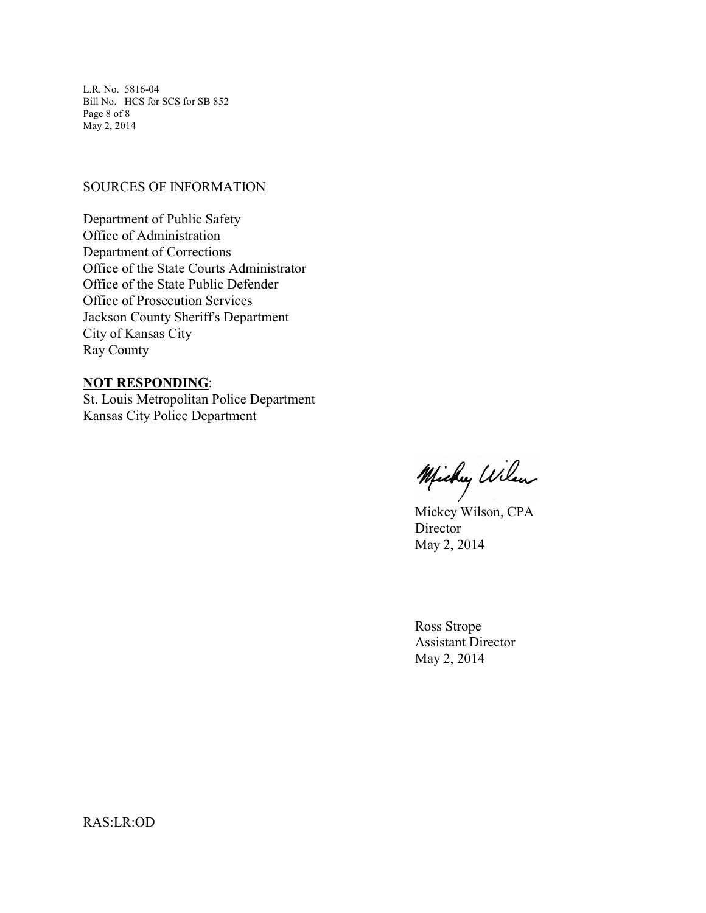## SOURCES OF INFORMATION

Department of Public Safety
Office of Administration
Department of Corrections
Office of the State Courts Administrator
Office of the State Public Defender
Office of Prosecution Services
Jackson County Sheriff's Department
City of Kansas City
Ray County

**NOT RESPONDING**:
St. Louis Metropolitan Police Department
Kansas City Police Department

Mickey Wilson, CPA
Director
May 2, 2014

Ross Strope
Assistant Director
May 2, 2014

RAS:LR:OD